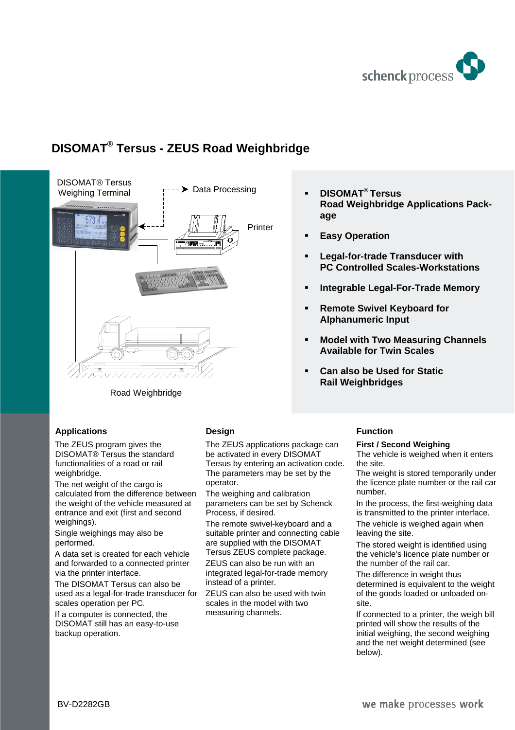# DISOMAT® Tersus - ZEUS Road Weighbridge

DISOMAT® Tersus Weighing Terminal

Data Processing

Printer

Road Weighbridge

- **DISOMAT® Tersus Road Weighbridge Applications Package**
- **Easy Operation**
- **Legal-for-trade Transducer with PC Controlled Scales-Workstations**
- **Integrable Legal-For-Trade Memory**
- **Remote Swivel Keyboard for Alphanumeric Input**
- **Model with Two Measuring Channels Available for Twin Scales**
- **Can also be Used for Static Rail Weighbridges**

## Applications

The ZEUS program gives the DISOMAT® Tersus the standard functionalities of a road or rail weighbridge.

The net weight of the cargo is calculated from the difference between the weight of the vehicle measured at entrance and exit (first and second weighings).

Single weighings may also be performed.

A data set is created for each vehicle and forwarded to a connected printer via the printer interface.

The DISOMAT Tersus can also be used as a legal-for-trade transducer for scales operation per PC.

If a computer is connected, the DISOMAT still has an easy-to-use backup operation.

## Design

The ZEUS applications package can be activated in every DISOMAT Tersus by entering an activation code. The parameters may be set by the operator.

The weighing and calibration parameters can be set by Schenck Process, if desired.

The remote swivel-keyboard and a suitable printer and connecting cable are supplied with the DISOMAT Tersus ZEUS complete package.

ZEUS can also be run with an integrated legal-for-trade memory instead of a printer.

ZEUS can also be used with twin scales in the model with two measuring channels.

## Function

### First / Second Weighing

The vehicle is weighed when it enters the site.

The weight is stored temporarily under the licence plate number or the rail car number.

In the process, the first-weighing data is transmitted to the printer interface.

The vehicle is weighed again when leaving the site.

The stored weight is identified using the vehicle's licence plate number or the number of the rail car.

The difference in weight thus determined is equivalent to the weight of the goods loaded or unloaded on-site.

If connected to a printer, the weigh bill printed will show the results of the initial weighing, the second weighing and the net weight determined (see below).

BV-D2282GB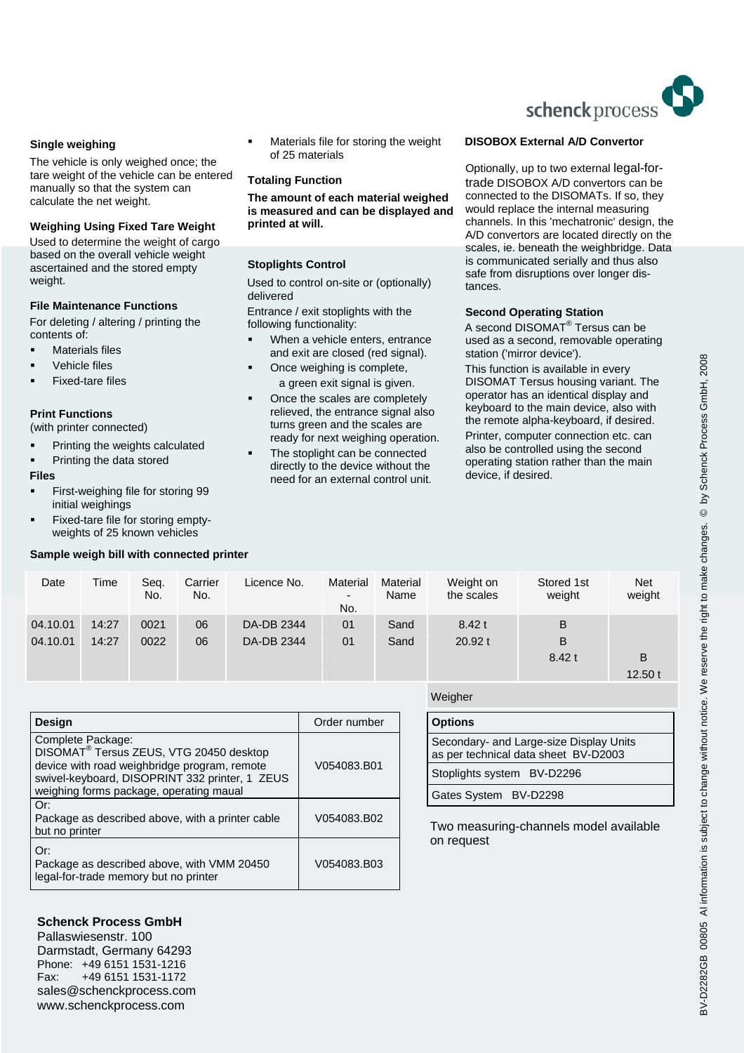### Single weighing

The vehicle is only weighed once; the tare weight of the vehicle can be entered manually so that the system can calculate the net weight.

### Weighing Using Fixed Tare Weight

Used to determine the weight of cargo based on the overall vehicle weight ascertained and the stored empty weight.

### File Maintenance Functions

For deleting / altering / printing the contents of:

- Materials files
- Vehicle files
- Fixed-tare files

### Print Functions

(with printer connected)

- Printing the weights calculated
- Printing the data stored

### Files

- First-weighing file for storing 99 initial weighings
- Fixed-tare file for storing empty-weights of 25 known vehicles
- Materials file for storing the weight of 25 materials

### Totaling Function

**The amount of each material weighed is measured and can be displayed and printed at will.**

### Stoplights Control

Used to control on-site or (optionally) delivered

Entrance / exit stoplights with the following functionality:

- When a vehicle enters, entrance and exit are closed (red signal).
- Once weighing is complete, a green exit signal is given.
- Once the scales are completely relieved, the entrance signal also turns green and the scales are ready for next weighing operation.
- The stoplight can be connected directly to the device without the need for an external control unit.

### DISOBOX External A/D Convertor

Optionally, up to two external legal-for-trade DISOBOX A/D convertors can be connected to the DISOMATs. If so, they would replace the internal measuring channels. In this 'mechatronic' design, the A/D convertors are located directly on the scales, ie. beneath the weighbridge. Data is communicated serially and thus also safe from disruptions over longer distances.

### Second Operating Station

A second DISOMAT® Tersus can be used as a second, removable operating station ('mirror device').

This function is available in every DISOMAT Tersus housing variant. The operator has an identical display and keyboard to the main device, also with the remote alpha-keyboard, if desired.

Printer, computer connection etc. can also be controlled using the second operating station rather than the main device, if desired.

### Sample weigh bill with connected printer

| Date | Time | Seq. No. | Carrier No. | Licence No. | Material - No. | Material Name | Weight on the scales | Stored 1st weight | Net weight |
|---|---|---|---|---|---|---|---|---|---|
| 04.10.01 | 14:27 | 0021 | 06 | DA-DB 2344 | 01 | Sand | 8.42 t | B | |
| 04.10.01 | 14:27 | 0022 | 06 | DA-DB 2344 | 01 | Sand | 20.92 t | B 8.42 t | B 12.50 t |

Weigher

| Design | Order number |
|---|---|
| Complete Package: DISOMAT® Tersus ZEUS, VTG 20450 desktop device with road weighbridge program, remote swivel-keyboard, DISOPRINT 332 printer, 1 ZEUS weighing forms package, operating maual | V054083.B01 |
| Or: Package as described above, with a printer cable but no printer | V054083.B02 |
| Or: Package as described above, with VMM 20450 legal-for-trade memory but no printer | V054083.B03 |

| Options |
|---|
| Secondary- and Large-size Display Units as per technical data sheet BV-D2003 |
| Stoplights system BV-D2296 |
| Gates System BV-D2298 |

Two measuring-channels model available on request

**Schenck Process GmbH**
Pallaswiesenstr. 100
Darmstadt, Germany 64293
Phone: +49 6151 1531-1216
Fax: +49 6151 1531-1172
sales@schenckprocess.com
www.schenckprocess.com

BV-D2282GB 00805 Al information is subject to change without notice. We reserve the right to make changes. © by Schenck Process GmbH, 2008